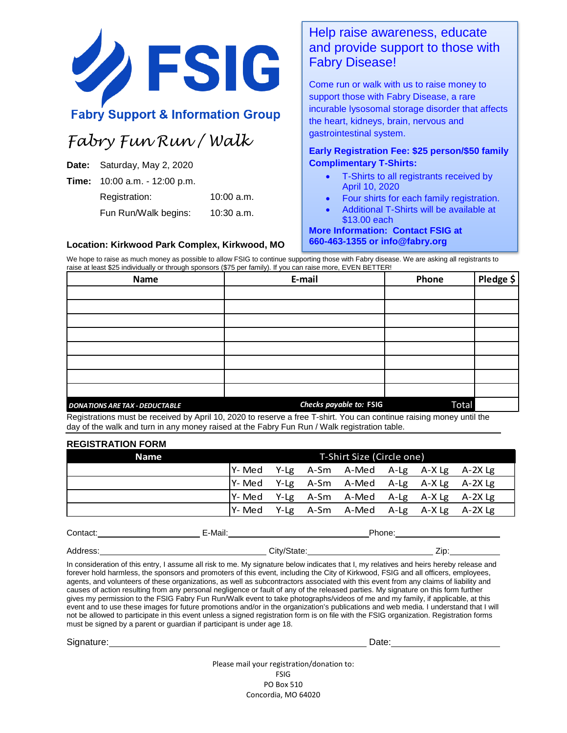# FSIG

**Fabry Support & Information Group**

## *Fabry Fun Run / Walk*

**Date:** Saturday, May 2, 2020

**Time:** 10:00 a.m. - 12:00 p.m.

Registration: 10:00 a.m.

Fun Run/Walk begins: 10:30 a.m.

**Location: Kirkwood Park Complex, Kirkwood, MO**

## Help raise awareness, educate and provide support to those with Fabry Disease!

Come run or walk with us to raise money to support those with Fabry Disease, a rare incurable lysosomal storage disorder that affects the heart, kidneys, brain, nervous and gastrointestinal system.

**Early Registration Fee: $25 person/$50 family**
**Complimentary T-Shirts:**

- T-Shirts to all registrants received by April 10, 2020
- Four shirts for each family registration.
- Additional T-Shirts will be available at $13.00 each

**More Information: Contact FSIG at 660-463-1355 or info@fabry.org**

We hope to raise as much money as possible to allow FSIG to continue supporting those with Fabry disease. We are asking all registrants to raise at least $25 individually or through sponsors ($75 per family). If you can raise more, EVEN BETTER!

| Name | E-mail | Phone | Pledge $ |
|---|---|---|---|
| | | | |
| | | | |
| | | | |
| | | | |
| | | | |
| | | | |
| | | | |
| | | | |
| ***DONATIONS ARE TAX - DEDUCTABLE*** | ***Checks payable to:* FSIG** | Total | |

Registrations must be received by April 10, 2020 to reserve a free T-shirt. You can continue raising money until the day of the walk and turn in any money raised at the Fabry Fun Run / Walk registration table.

## REGISTRATION FORM

| Name | T-Shirt Size (Circle one) |
|---|---|
| | Y- Med Y-Lg A-Sm A-Med A-Lg A-X Lg A-2X Lg |
| | Y- Med Y-Lg A-Sm A-Med A-Lg A-X Lg A-2X Lg |
| | Y- Med Y-Lg A-Sm A-Med A-Lg A-X Lg A-2X Lg |
| | Y- Med Y-Lg A-Sm A-Med A-Lg A-X Lg A-2X Lg |

Contact:\_\_\_\_\_\_\_\_\_\_\_\_\_\_ E-Mail:\_\_\_\_\_\_\_\_\_\_\_\_\_\_\_\_\_\_\_\_ Phone:\_\_\_\_\_\_\_\_\_\_\_\_\_\_

Address:\_\_\_\_\_\_\_\_\_\_\_\_\_\_\_\_\_\_\_\_\_\_ City/State:\_\_\_\_\_\_\_\_\_\_\_\_\_\_\_\_ Zip:\_\_\_\_\_\_\_\_

In consideration of this entry, I assume all risk to me. My signature below indicates that I, my relatives and heirs hereby release and forever hold harmless, the sponsors and promoters of this event, including the City of Kirkwood, FSIG and all officers, employees, agents, and volunteers of these organizations, as well as subcontractors associated with this event from any claims of liability and causes of action resulting from any personal negligence or fault of any of the released parties. My signature on this form further gives my permission to the FSIG Fabry Fun Run/Walk event to take photographs/videos of me and my family, if applicable, at this event and to use these images for future promotions and/or in the organization's publications and web media. I understand that I will not be allowed to participate in this event unless a signed registration form is on file with the FSIG organization. Registration forms must be signed by a parent or guardian if participant is under age 18.

Signature:\_\_\_\_\_\_\_\_\_\_\_\_\_\_\_\_\_\_\_\_\_\_\_\_\_\_\_\_\_\_\_\_\_\_\_\_ Date:\_\_\_\_\_\_\_\_\_\_\_\_\_\_

Please mail your registration/donation to:
FSIG
PO Box 510
Concordia, MO 64020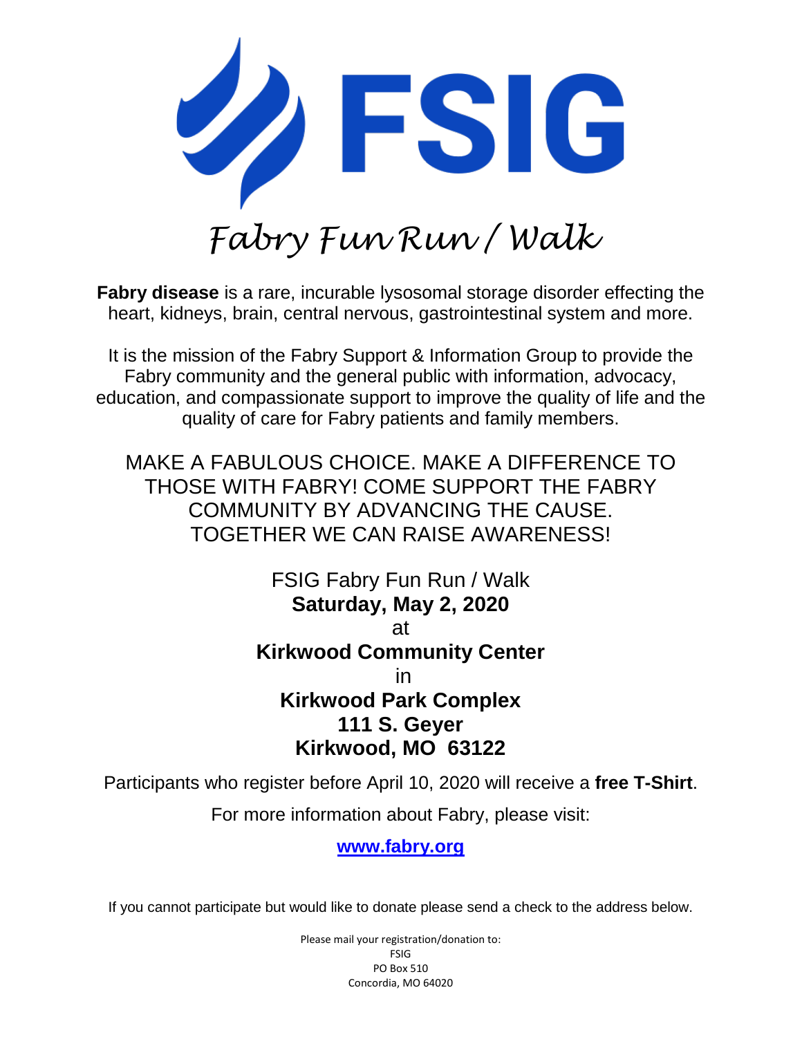# FSIG

## *Fabry Fun Run / Walk*

**Fabry disease** is a rare, incurable lysosomal storage disorder effecting the heart, kidneys, brain, central nervous, gastrointestinal system and more.

It is the mission of the Fabry Support & Information Group to provide the Fabry community and the general public with information, advocacy, education, and compassionate support to improve the quality of life and the quality of care for Fabry patients and family members.

MAKE A FABULOUS CHOICE. MAKE A DIFFERENCE TO THOSE WITH FABRY! COME SUPPORT THE FABRY COMMUNITY BY ADVANCING THE CAUSE. TOGETHER WE CAN RAISE AWARENESS!

FSIG Fabry Fun Run / Walk
**Saturday, May 2, 2020**
at
**Kirkwood Community Center**
in
**Kirkwood Park Complex**
**111 S. Geyer**
**Kirkwood, MO 63122**

Participants who register before April 10, 2020 will receive a **free T-Shirt**.

For more information about Fabry, please visit:

**[www.fabry.org](http://www.fabry.org)**

If you cannot participate but would like to donate please send a check to the address below.

Please mail your registration/donation to:
FSIG
PO Box 510
Concordia, MO 64020